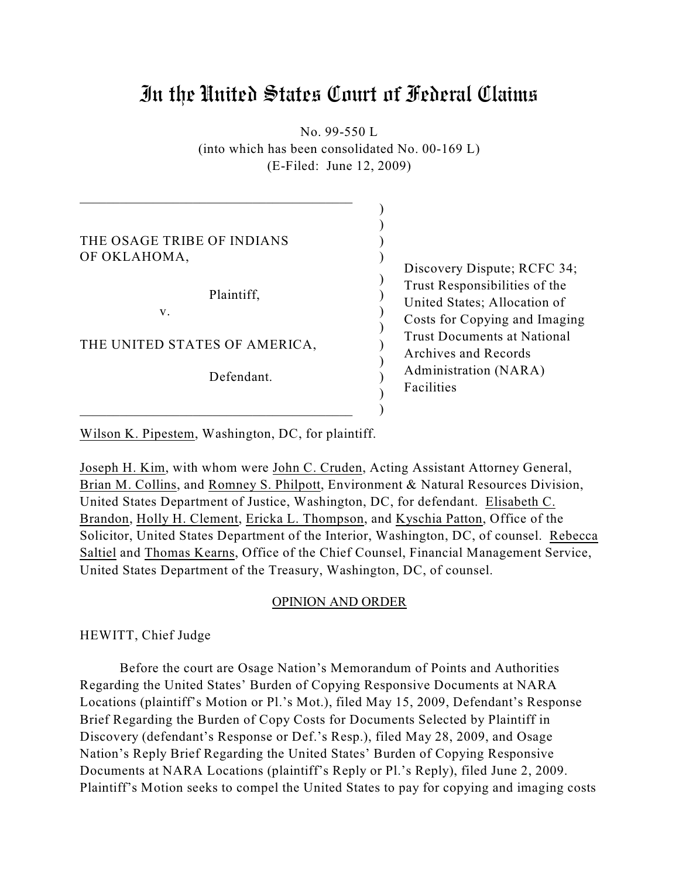# In the United States Court of Federal Claims

No. 99-550 L
(into which has been consolidated No. 00-169 L)
(E-Filed: June 12, 2009)

| | |
|---|---|
| THE OSAGE TRIBE OF INDIANS OF OKLAHOMA,<br><br>Plaintiff,<br><br>v.<br><br>THE UNITED STATES OF AMERICA,<br><br>Defendant. | Discovery Dispute; RCFC 34; Trust Responsibilities of the United States; Allocation of Costs for Copying and Imaging Trust Documents at National Archives and Records Administration (NARA) Facilities |

Wilson K. Pipestem, Washington, DC, for plaintiff.

Joseph H. Kim, with whom were John C. Cruden, Acting Assistant Attorney General, Brian M. Collins, and Romney S. Philpott, Environment & Natural Resources Division, United States Department of Justice, Washington, DC, for defendant. Elisabeth C. Brandon, Holly H. Clement, Ericka L. Thompson, and Kyschia Patton, Office of the Solicitor, United States Department of the Interior, Washington, DC, of counsel. Rebecca Saltiel and Thomas Kearns, Office of the Chief Counsel, Financial Management Service, United States Department of the Treasury, Washington, DC, of counsel.

## OPINION AND ORDER

HEWITT, Chief Judge

Before the court are Osage Nation's Memorandum of Points and Authorities Regarding the United States' Burden of Copying Responsive Documents at NARA Locations (plaintiff's Motion or Pl.'s Mot.), filed May 15, 2009, Defendant's Response Brief Regarding the Burden of Copy Costs for Documents Selected by Plaintiff in Discovery (defendant's Response or Def.'s Resp.), filed May 28, 2009, and Osage Nation's Reply Brief Regarding the United States' Burden of Copying Responsive Documents at NARA Locations (plaintiff's Reply or Pl.'s Reply), filed June 2, 2009. Plaintiff's Motion seeks to compel the United States to pay for copying and imaging costs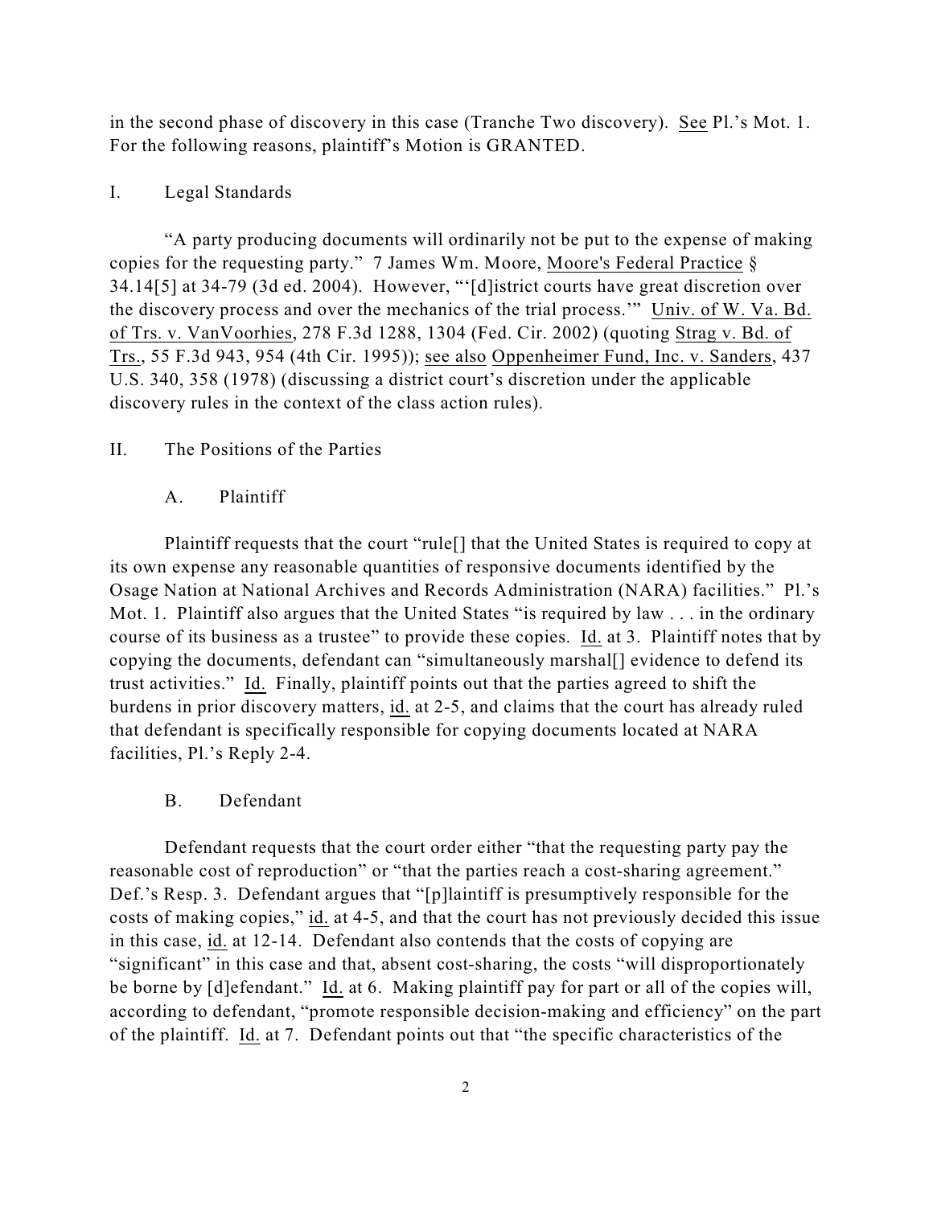in the second phase of discovery in this case (Tranche Two discovery). See Pl.'s Mot. 1. For the following reasons, plaintiff's Motion is GRANTED.

## I. Legal Standards

"A party producing documents will ordinarily not be put to the expense of making copies for the requesting party." 7 James Wm. Moore, Moore's Federal Practice § 34.14[5] at 34-79 (3d ed. 2004). However, "'[d]istrict courts have great discretion over the discovery process and over the mechanics of the trial process.'" Univ. of W. Va. Bd. of Trs. v. VanVoorhies, 278 F.3d 1288, 1304 (Fed. Cir. 2002) (quoting Strag v. Bd. of Trs., 55 F.3d 943, 954 (4th Cir. 1995)); see also Oppenheimer Fund, Inc. v. Sanders, 437 U.S. 340, 358 (1978) (discussing a district court's discretion under the applicable discovery rules in the context of the class action rules).

## II. The Positions of the Parties

### A. Plaintiff

Plaintiff requests that the court "rule[] that the United States is required to copy at its own expense any reasonable quantities of responsive documents identified by the Osage Nation at National Archives and Records Administration (NARA) facilities." Pl.'s Mot. 1. Plaintiff also argues that the United States "is required by law . . . in the ordinary course of its business as a trustee" to provide these copies. Id. at 3. Plaintiff notes that by copying the documents, defendant can "simultaneously marshal[] evidence to defend its trust activities." Id. Finally, plaintiff points out that the parties agreed to shift the burdens in prior discovery matters, id. at 2-5, and claims that the court has already ruled that defendant is specifically responsible for copying documents located at NARA facilities, Pl.'s Reply 2-4.

### B. Defendant

Defendant requests that the court order either "that the requesting party pay the reasonable cost of reproduction" or "that the parties reach a cost-sharing agreement." Def.'s Resp. 3. Defendant argues that "[p]laintiff is presumptively responsible for the costs of making copies," id. at 4-5, and that the court has not previously decided this issue in this case, id. at 12-14. Defendant also contends that the costs of copying are "significant" in this case and that, absent cost-sharing, the costs "will disproportionately be borne by [d]efendant." Id. at 6. Making plaintiff pay for part or all of the copies will, according to defendant, "promote responsible decision-making and efficiency" on the part of the plaintiff. Id. at 7. Defendant points out that "the specific characteristics of the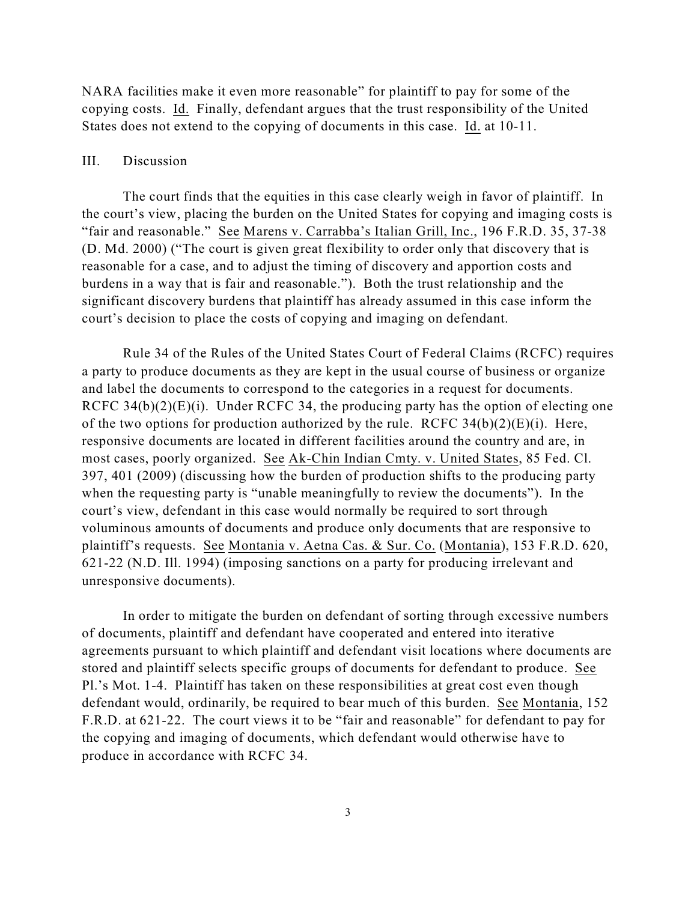NARA facilities make it even more reasonable" for plaintiff to pay for some of the copying costs. Id. Finally, defendant argues that the trust responsibility of the United States does not extend to the copying of documents in this case. Id. at 10-11.

III. Discussion

The court finds that the equities in this case clearly weigh in favor of plaintiff. In the court's view, placing the burden on the United States for copying and imaging costs is "fair and reasonable." See Marens v. Carrabba's Italian Grill, Inc., 196 F.R.D. 35, 37-38 (D. Md. 2000) ("The court is given great flexibility to order only that discovery that is reasonable for a case, and to adjust the timing of discovery and apportion costs and burdens in a way that is fair and reasonable."). Both the trust relationship and the significant discovery burdens that plaintiff has already assumed in this case inform the court's decision to place the costs of copying and imaging on defendant.

Rule 34 of the Rules of the United States Court of Federal Claims (RCFC) requires a party to produce documents as they are kept in the usual course of business or organize and label the documents to correspond to the categories in a request for documents. RCFC 34(b)(2)(E)(i). Under RCFC 34, the producing party has the option of electing one of the two options for production authorized by the rule. RCFC 34(b)(2)(E)(i). Here, responsive documents are located in different facilities around the country and are, in most cases, poorly organized. See Ak-Chin Indian Cmty. v. United States, 85 Fed. Cl. 397, 401 (2009) (discussing how the burden of production shifts to the producing party when the requesting party is "unable meaningfully to review the documents"). In the court's view, defendant in this case would normally be required to sort through voluminous amounts of documents and produce only documents that are responsive to plaintiff's requests. See Montania v. Aetna Cas. & Sur. Co. (Montania), 153 F.R.D. 620, 621-22 (N.D. Ill. 1994) (imposing sanctions on a party for producing irrelevant and unresponsive documents).

In order to mitigate the burden on defendant of sorting through excessive numbers of documents, plaintiff and defendant have cooperated and entered into iterative agreements pursuant to which plaintiff and defendant visit locations where documents are stored and plaintiff selects specific groups of documents for defendant to produce. See Pl.'s Mot. 1-4. Plaintiff has taken on these responsibilities at great cost even though defendant would, ordinarily, be required to bear much of this burden. See Montania, 152 F.R.D. at 621-22. The court views it to be "fair and reasonable" for defendant to pay for the copying and imaging of documents, which defendant would otherwise have to produce in accordance with RCFC 34.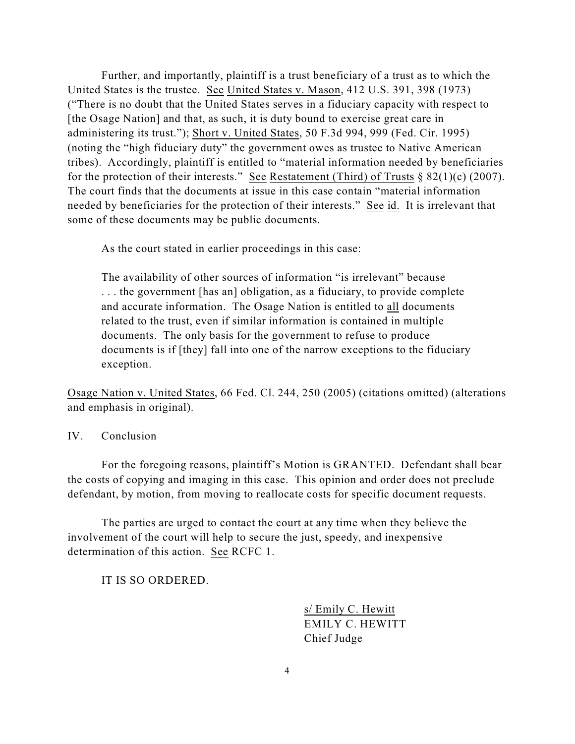Further, and importantly, plaintiff is a trust beneficiary of a trust as to which the United States is the trustee. See United States v. Mason, 412 U.S. 391, 398 (1973) ("There is no doubt that the United States serves in a fiduciary capacity with respect to [the Osage Nation] and that, as such, it is duty bound to exercise great care in administering its trust."); Short v. United States, 50 F.3d 994, 999 (Fed. Cir. 1995) (noting the "high fiduciary duty" the government owes as trustee to Native American tribes). Accordingly, plaintiff is entitled to "material information needed by beneficiaries for the protection of their interests." See Restatement (Third) of Trusts § 82(1)(c) (2007). The court finds that the documents at issue in this case contain "material information needed by beneficiaries for the protection of their interests." See id. It is irrelevant that some of these documents may be public documents.

As the court stated in earlier proceedings in this case:

> The availability of other sources of information "is irrelevant" because . . . the government [has an] obligation, as a fiduciary, to provide complete and accurate information. The Osage Nation is entitled to all documents related to the trust, even if similar information is contained in multiple documents. The only basis for the government to refuse to produce documents is if [they] fall into one of the narrow exceptions to the fiduciary exception.

Osage Nation v. United States, 66 Fed. Cl. 244, 250 (2005) (citations omitted) (alterations and emphasis in original).

## IV. Conclusion

For the foregoing reasons, plaintiff's Motion is GRANTED. Defendant shall bear the costs of copying and imaging in this case. This opinion and order does not preclude defendant, by motion, from moving to reallocate costs for specific document requests.

The parties are urged to contact the court at any time when they believe the involvement of the court will help to secure the just, speedy, and inexpensive determination of this action. See RCFC 1.

IT IS SO ORDERED.

s/ Emily C. Hewitt
EMILY C. HEWITT
Chief Judge